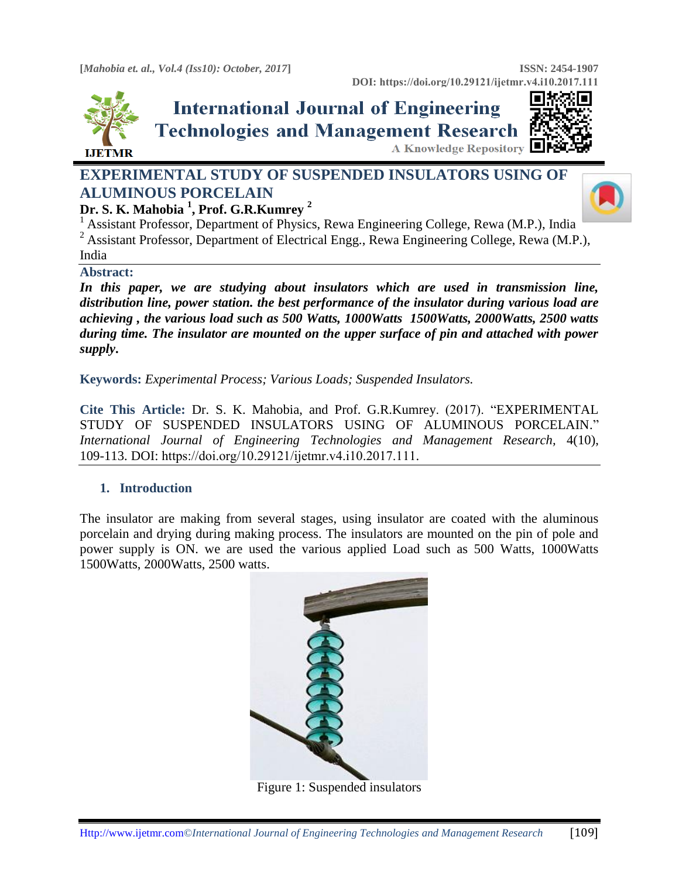# EXPERIMENTAL STUDY OF SUSPENDED INSULATORS USING OF ALUMINOUS PORCELAIN

**Dr. S. K. Mahobia [1], Prof. G.R.Kumrey [2]**

[1] Assistant Professor, Department of Physics, Rewa Engineering College, Rewa (M.P.), India

[2] Assistant Professor, Department of Electrical Engg., Rewa Engineering College, Rewa (M.P.), India

**Abstract:**

***In this paper, we are studying about insulators which are used in transmission line, distribution line, power station. the best performance of the insulator during various load are achieving , the various load such as 500 Watts, 1000Watts 1500Watts, 2000Watts, 2500 watts during time. The insulator are mounted on the upper surface of pin and attached with power supply.***

**Keywords:** *Experimental Process; Various Loads; Suspended Insulators.*

**Cite This Article:** Dr. S. K. Mahobia, and Prof. G.R.Kumrey. (2017). "EXPERIMENTAL STUDY OF SUSPENDED INSULATORS USING OF ALUMINOUS PORCELAIN." *International Journal of Engineering Technologies and Management Research,* 4(10), 109-113. DOI: https://doi.org/10.29121/ijetmr.v4.i10.2017.111.

## 1. Introduction

The insulator are making from several stages, using insulator are coated with the aluminous porcelain and drying during making process. The insulators are mounted on the pin of pole and power supply is ON. we are used the various applied Load such as 500 Watts, 1000Watts 1500Watts, 2000Watts, 2500 watts.

Figure 1: Suspended insulators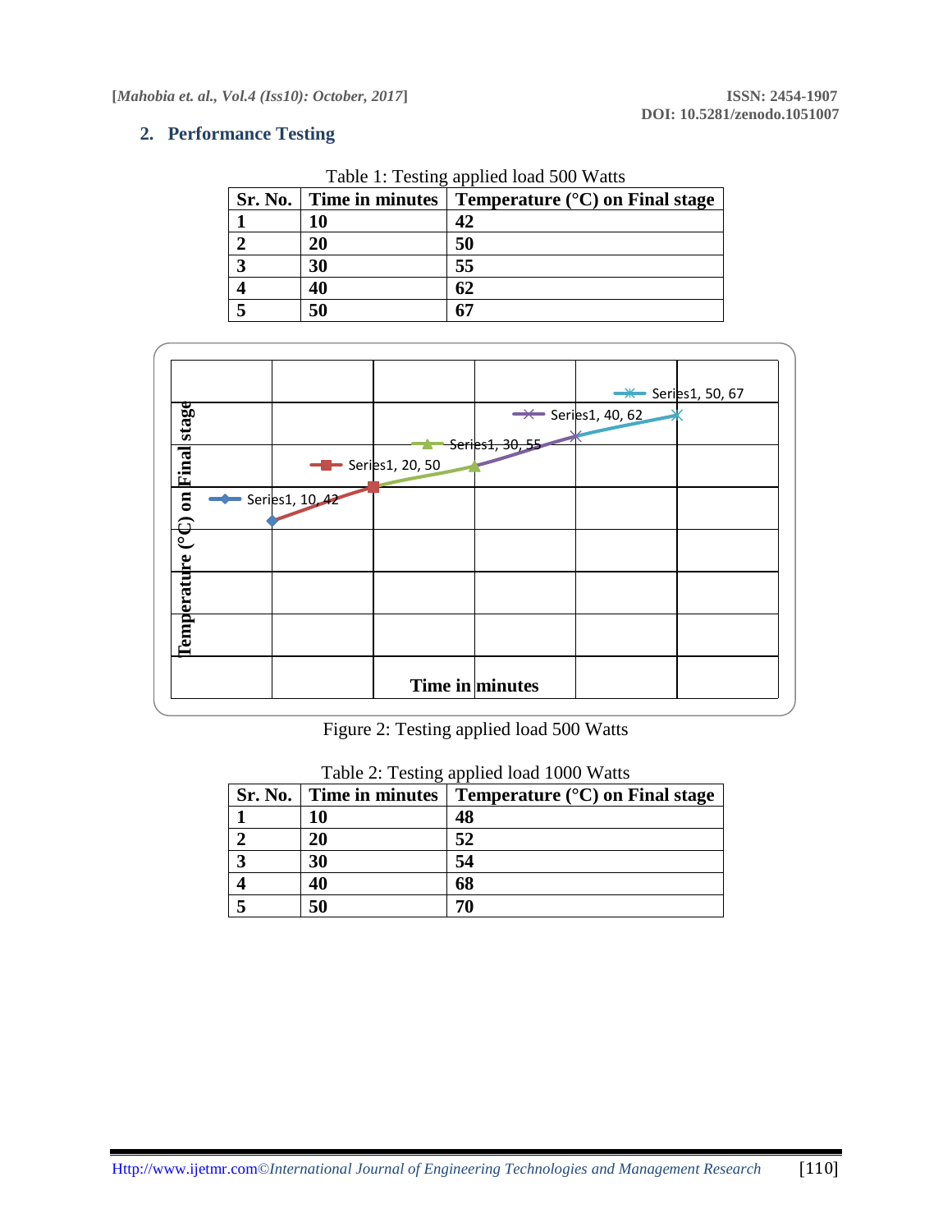## 2. Performance Testing

Table 1: Testing applied load 500 Watts

| Sr. No. | Time in minutes | Temperature (°C) on Final stage |
|---|---|---|
| 1 | 10 | 42 |
| 2 | 20 | 50 |
| 3 | 30 | 55 |
| 4 | 40 | 62 |
| 5 | 50 | 67 |

Figure 2: Testing applied load 500 Watts

Table 2: Testing applied load 1000 Watts

| Sr. No. | Time in minutes | Temperature (°C) on Final stage |
|---|---|---|
| 1 | 10 | 48 |
| 2 | 20 | 52 |
| 3 | 30 | 54 |
| 4 | 40 | 68 |
| 5 | 50 | 70 |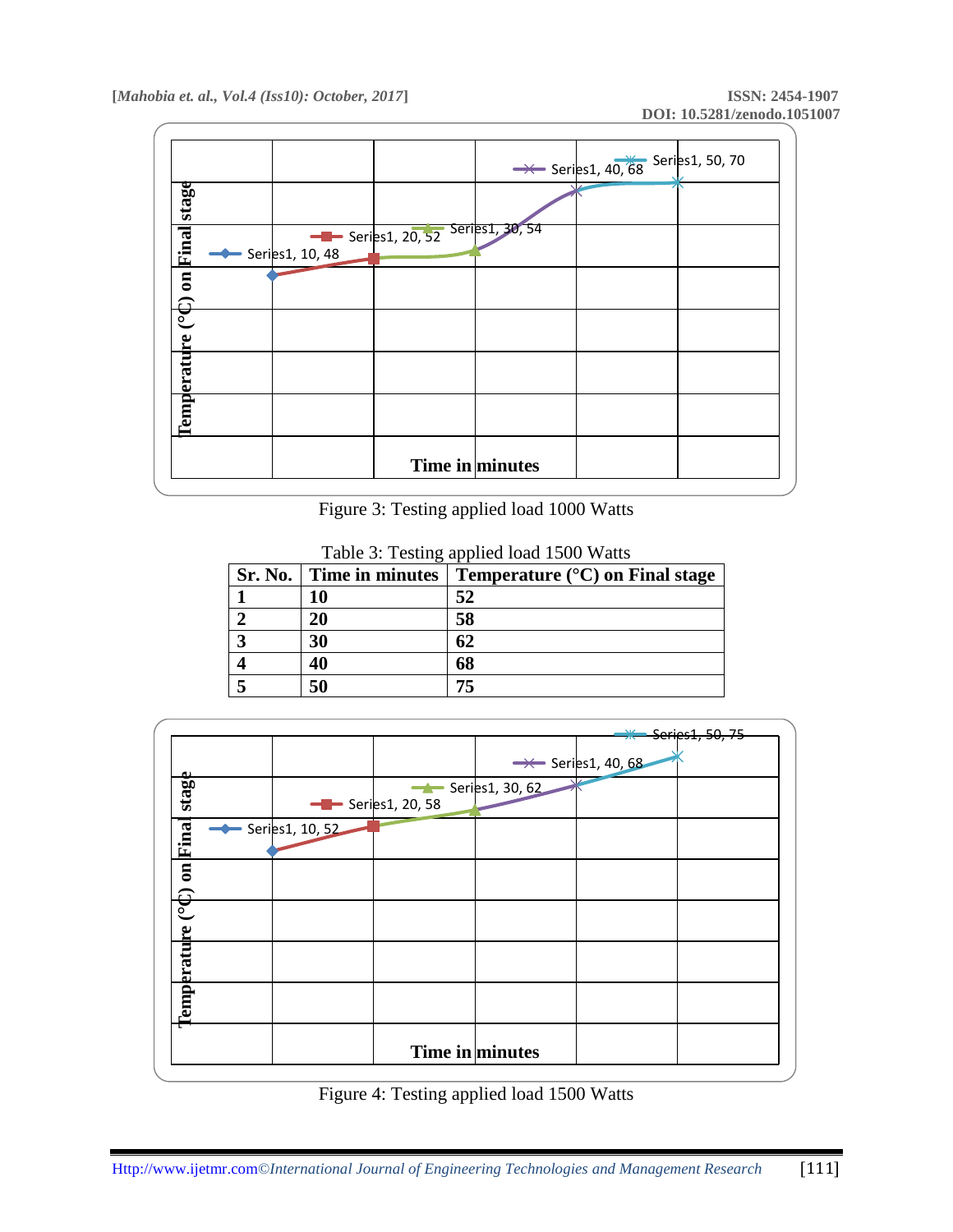Figure 3: Testing applied load 1000 Watts

Table 3: Testing applied load 1500 Watts

| Sr. No. | Time in minutes | Temperature (°C) on Final stage |
|---|---|---|
| **1** | **10** | **52** |
| **2** | **20** | **58** |
| **3** | **30** | **62** |
| **4** | **40** | **68** |
| **5** | **50** | **75** |

Figure 4: Testing applied load 1500 Watts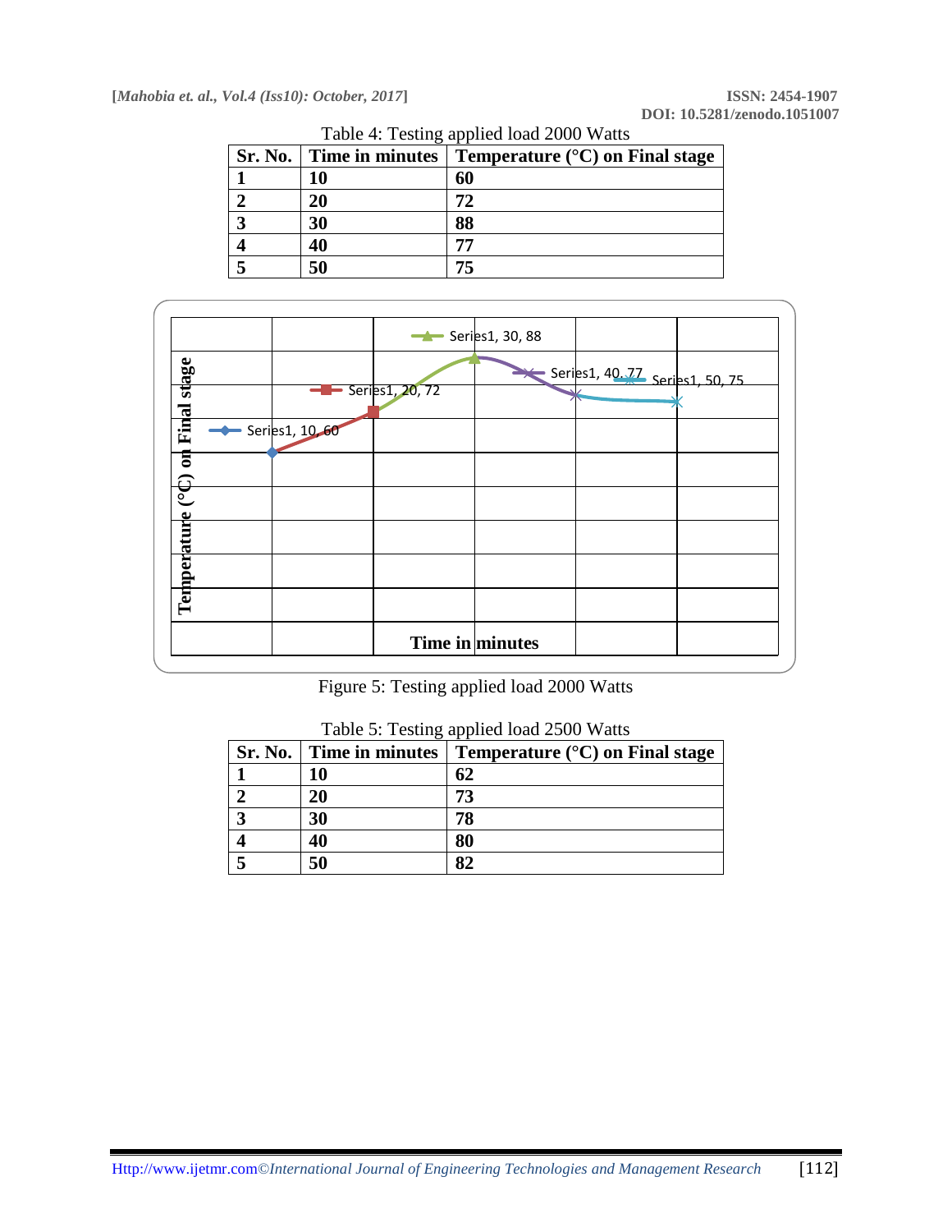Table 4: Testing applied load 2000 Watts

| Sr. No. | Time in minutes | Temperature (°C) on Final stage |
|---|---|---|
| 1 | 10 | 60 |
| 2 | 20 | 72 |
| 3 | 30 | 88 |
| 4 | 40 | 77 |
| 5 | 50 | 75 |

Figure 5: Testing applied load 2000 Watts

Table 5: Testing applied load 2500 Watts

| Sr. No. | Time in minutes | Temperature (°C) on Final stage |
|---|---|---|
| 1 | 10 | 62 |
| 2 | 20 | 73 |
| 3 | 30 | 78 |
| 4 | 40 | 80 |
| 5 | 50 | 82 |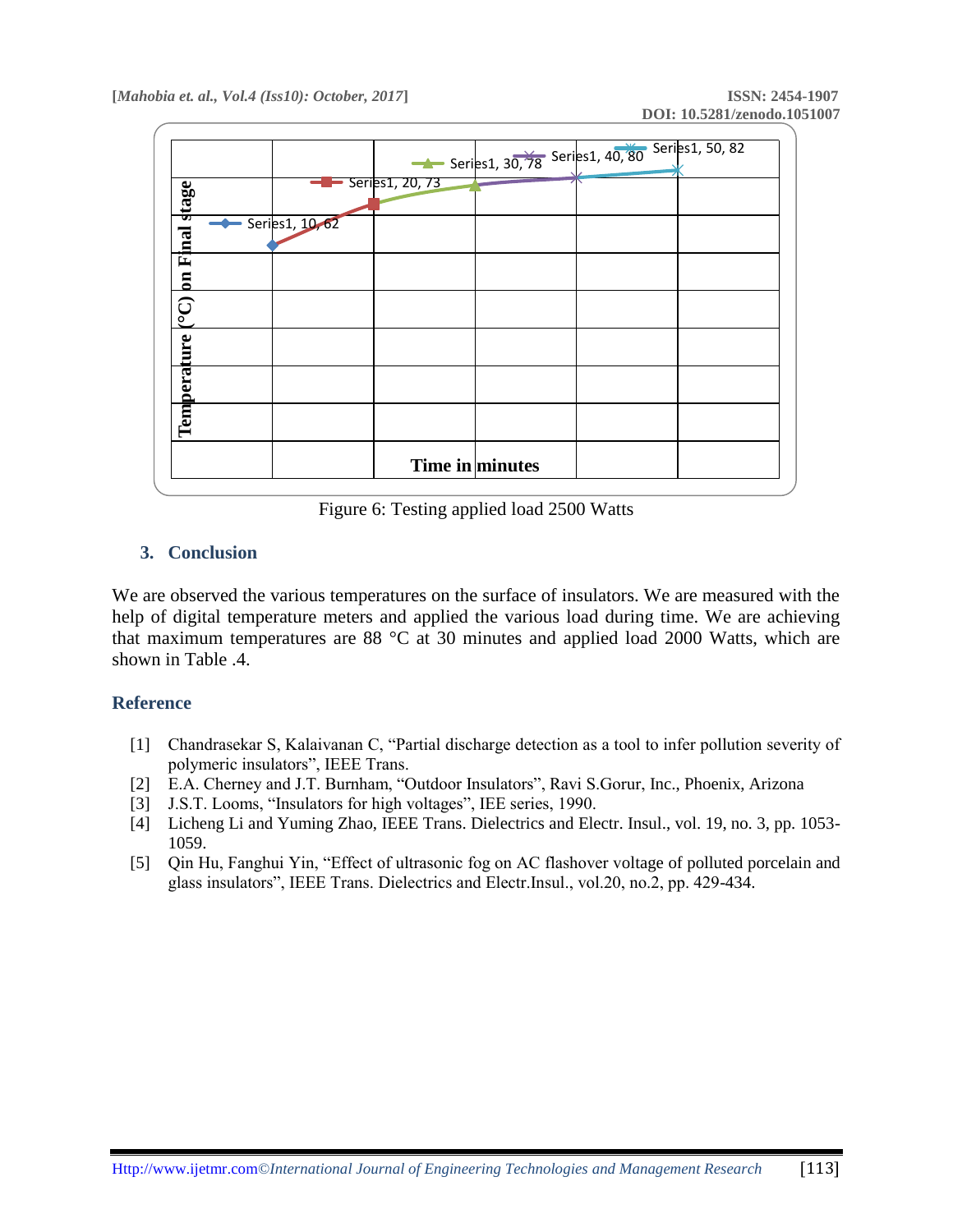Series1, 10, 62
Series1, 20, 73
Series1, 30, 78
Series1, 40, 80
Series1, 50, 82
Temperature (°C) on Final stage
Time in minutes

Figure 6: Testing applied load 2500 Watts

## 3. Conclusion

We are observed the various temperatures on the surface of insulators. We are measured with the help of digital temperature meters and applied the various load during time. We are achieving that maximum temperatures are 88 °C at 30 minutes and applied load 2000 Watts, which are shown in Table .4.

## Reference

[1] Chandrasekar S, Kalaivanan C, "Partial discharge detection as a tool to infer pollution severity of polymeric insulators", IEEE Trans.
[2] E.A. Cherney and J.T. Burnham, "Outdoor Insulators", Ravi S.Gorur, Inc., Phoenix, Arizona
[3] J.S.T. Looms, "Insulators for high voltages", IEE series, 1990.
[4] Licheng Li and Yuming Zhao, IEEE Trans. Dielectrics and Electr. Insul., vol. 19, no. 3, pp. 1053-1059.
[5] Qin Hu, Fanghui Yin, "Effect of ultrasonic fog on AC flashover voltage of polluted porcelain and glass insulators", IEEE Trans. Dielectrics and Electr.Insul., vol.20, no.2, pp. 429-434.